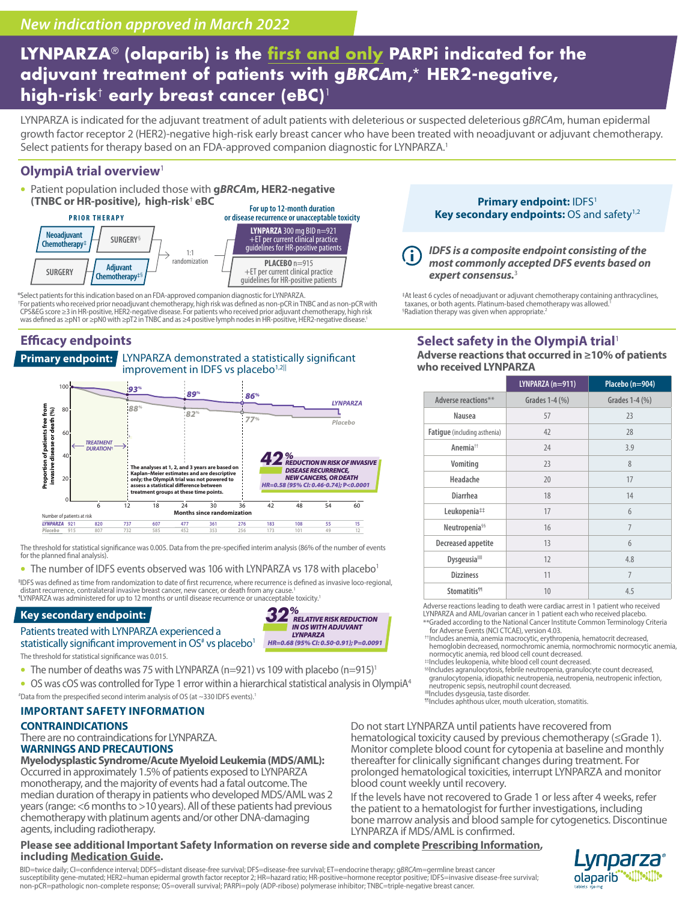*New indication approved in March 2022*

# LYNPARZA® (olaparib) is the first and only PARPi indicated for the adjuvant treatment of patients with g*BRCA*m,* HER2-negative, high-risk† early breast cancer (eBC)[1]

LYNPARZA is indicated for the adjuvant treatment of adult patients with deleterious or suspected deleterious g*BRCA*m, human epidermal growth factor receptor 2 (HER2)-negative high-risk early breast cancer who have been treated with neoadjuvant or adjuvant chemotherapy. Select patients for therapy based on an FDA-approved companion diagnostic for LYNPARZA.[1]

## OlympiA trial overview[1]

- Patient population included those with **g*BRCA*m, HER2-negative (TNBC or HR-positive), high-risk† eBC**

**PRIOR THERAPY**

- Neoadjuvant Chemotherapy‡ → SURGERY§
- SURGERY → Adjuvant Chemotherapy‡§

1:1 randomization

For up to 12-month duration or disease recurrence or unacceptable toxicity

- **LYNPARZA** 300 mg BID n=921 +ET per current clinical practice guidelines for HR-positive patients
- **PLACEBO** n=915 +ET per current clinical practice guidelines for HR-positive patients

**Primary endpoint:** IDFS[1]
**Key secondary endpoints:** OS and safety[1,2]

***IDFS is a composite endpoint consisting of the most commonly accepted DFS events based on expert consensus.***[3]

*Select patients for this indication based on an FDA-approved companion diagnostic for LYNPARZA.
†For patients who received prior neoadjuvant chemotherapy, high risk was defined as non-pCR in TNBC and as non-pCR with CPS&EG score ≥3 in HR-positive, HER2-negative disease. For patients who received prior adjuvant chemotherapy, high risk was defined as ≥pN1 or ≥pN0 with ≥pT2 in TNBC and as ≥4 positive lymph nodes in HR-positive, HER2-negative disease.[1]

‡At least 6 cycles of neoadjuvant or adjuvant chemotherapy containing anthracyclines, taxanes, or both agents. Platinum-based chemotherapy was allowed.[1]
§Radiation therapy was given when appropriate.[2]

## Efficacy endpoints

**Primary endpoint:** LYNPARZA demonstrated a statistically significant improvement in IDFS vs placebo[1,2||]

Proportion of patients free from invasive disease or death (%) vs Months since randomization: LYNPARZA 93% / 89% / 86%; Placebo 88% / 82% / 77% (at 12, 24, 36 months). TREATMENT DURATION¶

The analyses at 1, 2, and 3 years are based on Kaplan-Meier estimates and are descriptive only; the OlympiA trial was not powered to assess a statistical difference between treatment groups at these time points.

**42%** REDUCTION IN RISK OF INVASIVE DISEASE RECURRENCE, NEW CANCERS, OR DEATH
HR=0.58 (95% CI: 0.46-0.74); P<0.0001

| Number of patients at risk | 0 | 6 | 12 | 18 | 24 | 30 | 36 | 42 | 48 | 54 | 60 |
|---|---|---|---|---|---|---|---|---|---|---|---|
| LYNPARZA | 921 | 820 | 737 | 607 | 477 | 361 | 276 | 183 | 108 | 55 | 15 |
| Placebo | 915 | 807 | 732 | 585 | 452 | 353 | 256 | 173 | 101 | 49 | 12 |

The threshold for statistical significance was 0.005. Data from the pre-specified interim analysis (86% of the number of events for the planned final analysis).

- The number of IDFS events observed was 106 with LYNPARZA vs 178 with placebo[1]

||IDFS was defined as time from randomization to date of first recurrence, where recurrence is defined as invasive loco-regional, distant recurrence, contralateral invasive breast cancer, new cancer, or death from any cause.[1]
¶LYNPARZA was administered for up to 12 months or until disease recurrence or unacceptable toxicity.[1]

**Key secondary endpoint:**

Patients treated with LYNPARZA experienced a statistically significant improvement in OS# vs placebo[1]

**32%** RELATIVE RISK REDUCTION IN OS WITH ADJUVANT LYNPARZA
HR=0.68 (95% CI: 0.50-0.91); P=0.0091

The threshold for statistical significance was 0.015.

- The number of deaths was 75 with LYNPARZA (n=921) vs 109 with placebo (n=915)[1]
- OS was cOS was controlled for Type 1 error within a hierarchical statistical analysis in OlympiA[4]

#Data from the prespecified second interim analysis of OS (at ~330 IDFS events).[1]

## Select safety in the OlympiA trial[1]

**Adverse reactions that occurred in ≥10% of patients who received LYNPARZA**

| | LYNPARZA (n=911) | Placebo (n=904) |
|---|---|---|
| Adverse reactions** | Grades 1-4 (%) | Grades 1-4 (%) |
| Nausea | 57 | 23 |
| Fatigue (including asthenia) | 42 | 28 |
| Anemia†† | 24 | 3.9 |
| Vomiting | 23 | 8 |
| Headache | 20 | 17 |
| Diarrhea | 18 | 14 |
| Leukopenia‡‡ | 17 | 6 |
| Neutropenia§§ | 16 | 7 |
| Decreased appetite | 13 | 6 |
| Dysgeusia|||| | 12 | 4.8 |
| Dizziness | 11 | 7 |
| Stomatitis¶¶ | 10 | 4.5 |

Adverse reactions leading to death were cardiac arrest in 1 patient who received LYNPARZA and AML/ovarian cancer in 1 patient each who received placebo.
**Graded according to the National Cancer Institute Common Terminology Criteria for Adverse Events (NCI CTCAE), version 4.03.
††Includes anemia, anemia macrocytic, erythropenia, hematocrit decreased, hemoglobin decreased, normochromic anemia, normochromic normocytic anemia, normocytic anemia, red blood cell count decreased.
‡‡Includes leukopenia, white blood cell count decreased.
§§Includes agranulocytosis, febrile neutropenia, granulocyte count decreased, granulocytopenia, idiopathic neutropenia, neutropenia, neutropenic infection, neutropenic sepsis, neutrophil count decreased.
||||Includes dysgeusia, taste disorder.
¶¶Includes aphthous ulcer, mouth ulceration, stomatitis.

## IMPORTANT SAFETY INFORMATION

### CONTRAINDICATIONS

There are no contraindications for LYNPARZA.

### WARNINGS AND PRECAUTIONS

**Myelodysplastic Syndrome/Acute Myeloid Leukemia (MDS/AML):** Occurred in approximately 1.5% of patients exposed to LYNPARZA monotherapy, and the majority of events had a fatal outcome. The median duration of therapy in patients who developed MDS/AML was 2 years (range: <6 months to >10 years). All of these patients had previous chemotherapy with platinum agents and/or other DNA-damaging agents, including radiotherapy.

Do not start LYNPARZA until patients have recovered from hematological toxicity caused by previous chemotherapy (≤Grade 1). Monitor complete blood count for cytopenia at baseline and monthly thereafter for clinically significant changes during treatment. For prolonged hematological toxicities, interrupt LYNPARZA and monitor blood count weekly until recovery.

If the levels have not recovered to Grade 1 or less after 4 weeks, refer the patient to a hematologist for further investigations, including bone marrow analysis and blood sample for cytogenetics. Discontinue LYNPARZA if MDS/AML is confirmed.

**Please see additional Important Safety Information on reverse side and complete Prescribing Information, including Medication Guide.**

BID=twice daily; CI=confidence interval; DDFS=distant disease-free survival; DFS=disease-free survival; ET=endocrine therapy; g*BRCA*m=germline breast cancer susceptibility gene-mutated; HER2=human epidermal growth factor receptor 2; HR=hazard ratio; HR-positive=hormone receptor positive; IDFS=invasive disease-free survival; non-pCR=pathologic non-complete response; OS=overall survival; PARPi=poly (ADP-ribose) polymerase inhibitor; TNBC=triple-negative breast cancer.

Lynparza® olaparib tablets 150 mg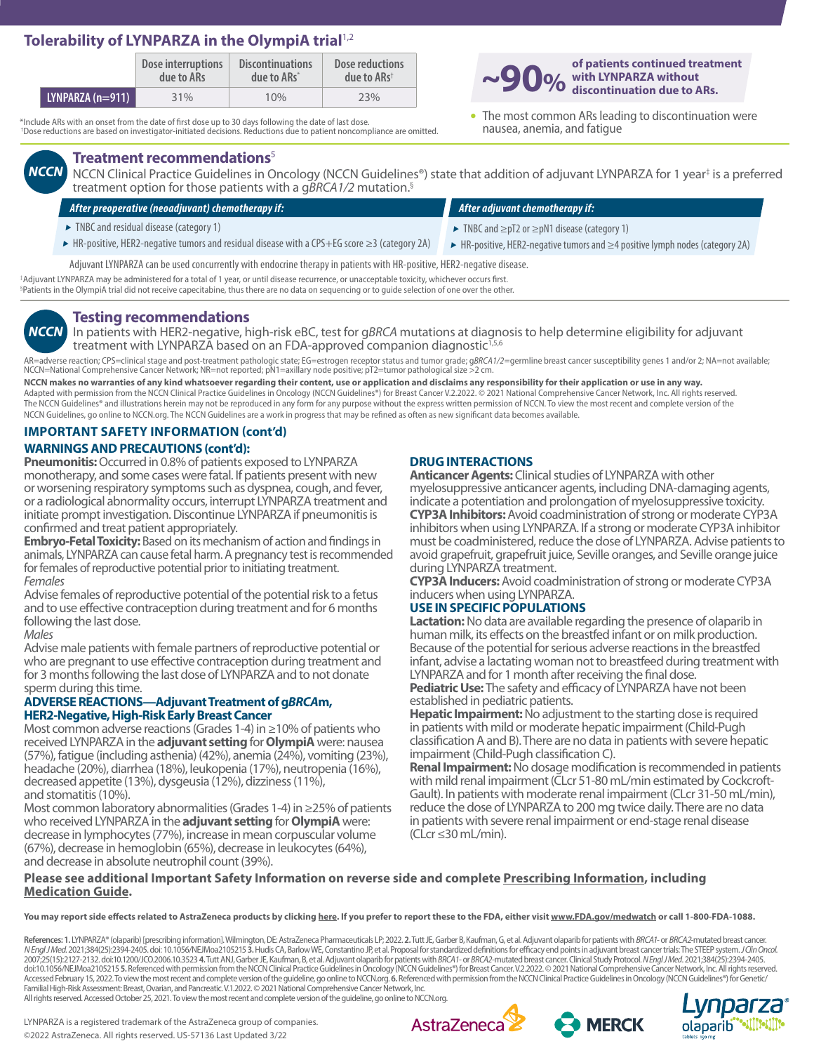## Tolerability of LYNPARZA in the OlympiA trial[1,2]

| | Dose interruptions due to ARs | Discontinuations due to ARs* | Dose reductions due to ARs† |
|---|---|---|---|
| LYNPARZA (n=911) | 31% | 10% | 23% |

*Include ARs with an onset from the date of first dose up to 30 days following the date of last dose.
†Dose reductions are based on investigator-initiated decisions. Reductions due to patient noncompliance are omitted.

**~90%** **of patients continued treatment with LYNPARZA without discontinuation due to ARs.**

- The most common ARs leading to discontinuation were nausea, anemia, and fatigue

## Treatment recommendations[5]

NCCN

NCCN Clinical Practice Guidelines in Oncology (NCCN Guidelines®) state that addition of adjuvant LYNPARZA for 1 year‡ is a preferred treatment option for those patients with a g*BRCA1/2* mutation.§

***After preoperative (neoadjuvant) chemotherapy if:***

- TNBC and residual disease (category 1)
- HR-positive, HER2-negative tumors and residual disease with a CPS+EG score ≥3 (category 2A)

***After adjuvant chemotherapy if:***

- TNBC and ≥pT2 or ≥pN1 disease (category 1)
- HR-positive, HER2-negative tumors and ≥4 positive lymph nodes (category 2A)

Adjuvant LYNPARZA can be used concurrently with endocrine therapy in patients with HR-positive, HER2-negative disease.

‡Adjuvant LYNPARZA may be administered for a total of 1 year, or until disease recurrence, or unacceptable toxicity, whichever occurs first.
§Patients in the OlympiA trial did not receive capecitabine, thus there are no data on sequencing or to guide selection of one over the other.

## Testing recommendations

NCCN

In patients with HER2-negative, high-risk eBC, test for g*BRCA* mutations at diagnosis to help determine eligibility for adjuvant treatment with LYNPARZA based on an FDA-approved companion diagnostic[1,5,6]

AR=adverse reaction; CPS=clinical stage and post-treatment pathologic state; EG=estrogen receptor status and tumor grade; g*BRCA1/2*=germline breast cancer susceptibility genes 1 and/or 2; NA=not available; NCCN=National Comprehensive Cancer Network; NR=not reported; pN1=axillary node positive; pT2=tumor pathological size >2 cm.

**NCCN makes no warranties of any kind whatsoever regarding their content, use or application and disclaims any responsibility for their application or use in any way.**
Adapted with permission from the NCCN Clinical Practice Guidelines in Oncology (NCCN Guidelines®) for Breast Cancer V.2.2022. © 2021 National Comprehensive Cancer Network, Inc. All rights reserved. The NCCN Guidelines® and illustrations herein may not be reproduced in any form for any purpose without the express written permission of NCCN. To view the most recent and complete version of the NCCN Guidelines, go online to NCCN.org. The NCCN Guidelines are a work in progress that may be refined as often as new significant data becomes available.

## IMPORTANT SAFETY INFORMATION (cont'd)

### WARNINGS AND PRECAUTIONS (cont'd):

**Pneumonitis:** Occurred in 0.8% of patients exposed to LYNPARZA monotherapy, and some cases were fatal. If patients present with new or worsening respiratory symptoms such as dyspnea, cough, and fever, or a radiological abnormality occurs, interrupt LYNPARZA treatment and initiate prompt investigation. Discontinue LYNPARZA if pneumonitis is confirmed and treat patient appropriately.

**Embryo-Fetal Toxicity:** Based on its mechanism of action and findings in animals, LYNPARZA can cause fetal harm. A pregnancy test is recommended for females of reproductive potential prior to initiating treatment.

*Females*

Advise females of reproductive potential of the potential risk to a fetus and to use effective contraception during treatment and for 6 months following the last dose.

*Males*

Advise male patients with female partners of reproductive potential or who are pregnant to use effective contraception during treatment and for 3 months following the last dose of LYNPARZA and to not donate sperm during this time.

### ADVERSE REACTIONS—Adjuvant Treatment of g*BRCA*m, HER2-Negative, High-Risk Early Breast Cancer

Most common adverse reactions (Grades 1-4) in ≥10% of patients who received LYNPARZA in the **adjuvant setting** for **OlympiA** were: nausea (57%), fatigue (including asthenia) (42%), anemia (24%), vomiting (23%), headache (20%), diarrhea (18%), leukopenia (17%), neutropenia (16%), decreased appetite (13%), dysgeusia (12%), dizziness (11%), and stomatitis (10%).

Most common laboratory abnormalities (Grades 1-4) in ≥25% of patients who received LYNPARZA in the **adjuvant setting** for **OlympiA** were: decrease in lymphocytes (77%), increase in mean corpuscular volume (67%), decrease in hemoglobin (65%), decrease in leukocytes (64%), and decrease in absolute neutrophil count (39%).

### DRUG INTERACTIONS

**Anticancer Agents:** Clinical studies of LYNPARZA with other myelosuppressive anticancer agents, including DNA-damaging agents, indicate a potentiation and prolongation of myelosuppressive toxicity.

**CYP3A Inhibitors:** Avoid coadministration of strong or moderate CYP3A inhibitors when using LYNPARZA. If a strong or moderate CYP3A inhibitor must be coadministered, reduce the dose of LYNPARZA. Advise patients to avoid grapefruit, grapefruit juice, Seville oranges, and Seville orange juice during LYNPARZA treatment.

**CYP3A Inducers:** Avoid coadministration of strong or moderate CYP3A inducers when using LYNPARZA.

### USE IN SPECIFIC POPULATIONS

**Lactation:** No data are available regarding the presence of olaparib in human milk, its effects on the breastfed infant or on milk production. Because of the potential for serious adverse reactions in the breastfed infant, advise a lactating woman not to breastfeed during treatment with LYNPARZA and for 1 month after receiving the final dose.

**Pediatric Use:** The safety and efficacy of LYNPARZA have not been established in pediatric patients.

**Hepatic Impairment:** No adjustment to the starting dose is required in patients with mild or moderate hepatic impairment (Child-Pugh classification A and B). There are no data in patients with severe hepatic impairment (Child-Pugh classification C).

**Renal Impairment:** No dosage modification is recommended in patients with mild renal impairment (CLcr 51-80 mL/min estimated by Cockcroft-Gault). In patients with moderate renal impairment (CLcr 31-50 mL/min), reduce the dose of LYNPARZA to 200 mg twice daily. There are no data in patients with severe renal impairment or end-stage renal disease (CLcr ≤30 mL/min).

**Please see additional Important Safety Information on reverse side and complete Prescribing Information, including Medication Guide.**

**You may report side effects related to AstraZeneca products by clicking here. If you prefer to report these to the FDA, either visit www.FDA.gov/medwatch or call 1-800-FDA-1088.**

References: 1. LYNPARZA® (olaparib) [prescribing information]. Wilmington, DE: AstraZeneca Pharmaceuticals LP; 2022. 2. Tutt JE, Garber B, Kaufman, G, et al. Adjuvant olaparib for patients with *BRCA1*- or *BRCA2*-mutated breast cancer. *N Engl J Med.* 2021;384(25):2394-2405. doi: 10.1056/NEJMoa2105215 3. Hudis CA, Barlow WE, Constantino JP, et al. Proposal for standardized definitions for efficacy end points in adjuvant breast cancer trials: The STEEP system. *J Clin Oncol.* 2007;25(15):2127-2132. doi:10.1200/JCO.2006.10.3523 4. Tutt ANJ, Garber JE, Kaufman, B, et al. Adjuvant olaparib for patients with *BRCA1*- or *BRCA2*-mutated breast cancer. Clinical Study Protocol. *N Engl J Med.* 2021;384(25):2394-2405. doi:10.1056/NEJMoa2105215 5. Referenced with permission from the NCCN Clinical Practice Guidelines in Oncology (NCCN Guidelines®) for Breast Cancer. V.2.2022. © 2021 National Comprehensive Cancer Network, Inc. All rights reserved. Accessed February 15, 2022. To view the most recent and complete version of the guideline, go online to NCCN.org. 6. Referenced with permission from the NCCN Clinical Practice Guidelines in Oncology (NCCN Guidelines®) for Genetic/Familial High-Risk Assessment: Breast, Ovarian, and Pancreatic. V.1.2022. © 2021 National Comprehensive Cancer Network, Inc. All rights reserved. Accessed October 25, 2021. To view the most recent and complete version of the guideline, go online to NCCN.org.

LYNPARZA is a registered trademark of the AstraZeneca group of companies.
©2022 AstraZeneca. All rights reserved. US-57136 Last Updated 3/22

AstraZeneca MERCK Lynparza® olaparib tablets 150 mg